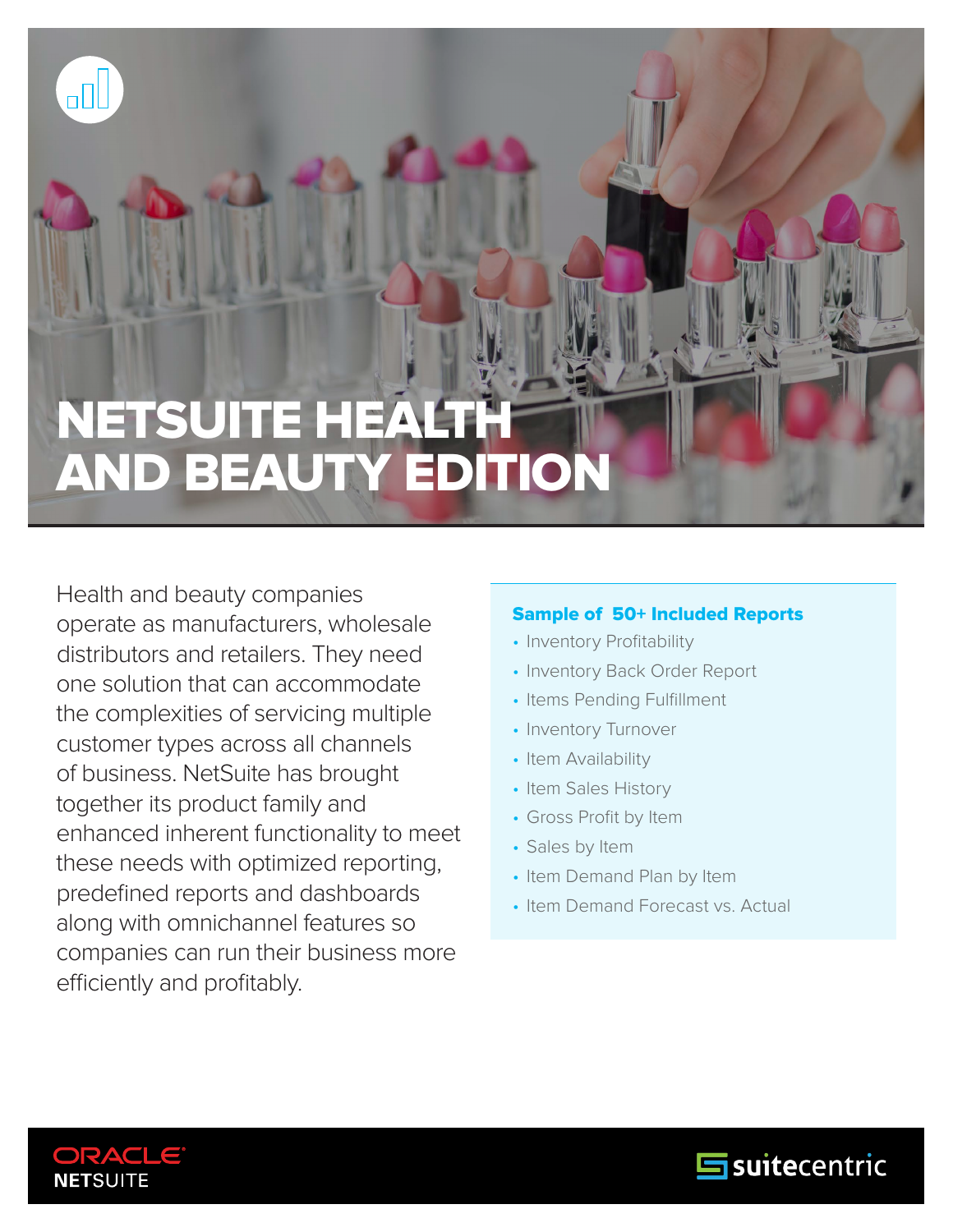# NETSUITE HEALTH AND BEAUTY EDITION

Health and beauty companies operate as manufacturers, wholesale distributors and retailers. They need one solution that can accommodate the complexities of servicing multiple customer types across all channels of business. NetSuite has brought together its product family and enhanced inherent functionality to meet these needs with optimized reporting, predefined reports and dashboards along with omnichannel features so companies can run their business more efficiently and profitably.

**Sample of 50+ Included Reports**

- Inventory Profitability
- Inventory Back Order Report
- Items Pending Fulfillment
- Inventory Turnover
- Item Availability
- Item Sales History
- Gross Profit by Item
- Sales by Item
- Item Demand Plan by Item
- Item Demand Forecast vs. Actual

ORACLE NETSUITE

suitecentric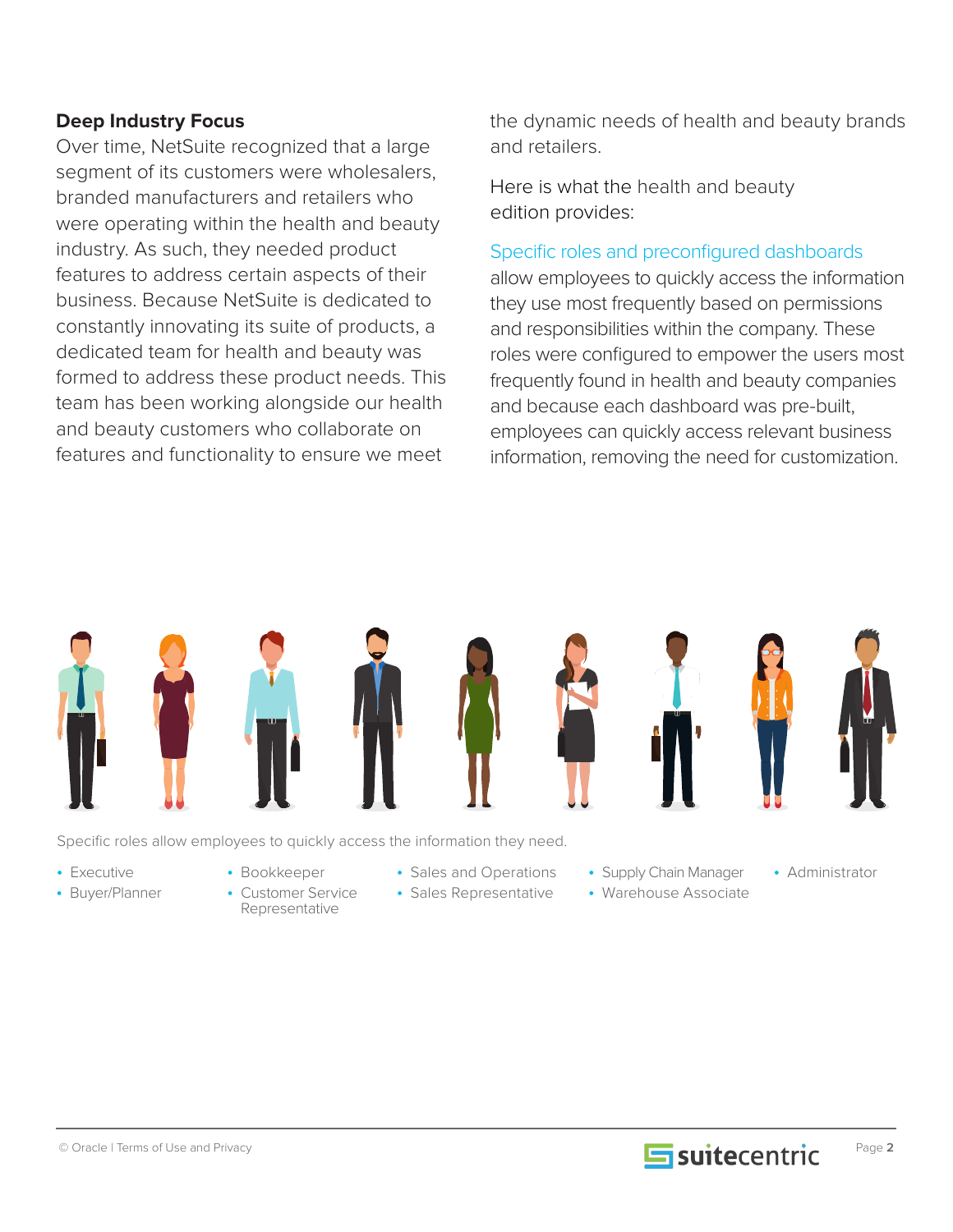**Deep Industry Focus**

Over time, NetSuite recognized that a large segment of its customers were wholesalers, branded manufacturers and retailers who were operating within the health and beauty industry. As such, they needed product features to address certain aspects of their business. Because NetSuite is dedicated to constantly innovating its suite of products, a dedicated team for health and beauty was formed to address these product needs. This team has been working alongside our health and beauty customers who collaborate on features and functionality to ensure we meet the dynamic needs of health and beauty brands and retailers.

Here is what the health and beauty edition provides:

Specific roles and preconfigured dashboards allow employees to quickly access the information they use most frequently based on permissions and responsibilities within the company. These roles were configured to empower the users most frequently found in health and beauty companies and because each dashboard was pre-built, employees can quickly access relevant business information, removing the need for customization.

Specific roles allow employees to quickly access the information they need.

- Executive
- Buyer/Planner
- Bookkeeper
- Customer Service Representative
- Sales and Operations
- Sales Representative
- Supply Chain Manager
- Warehouse Associate
- Administrator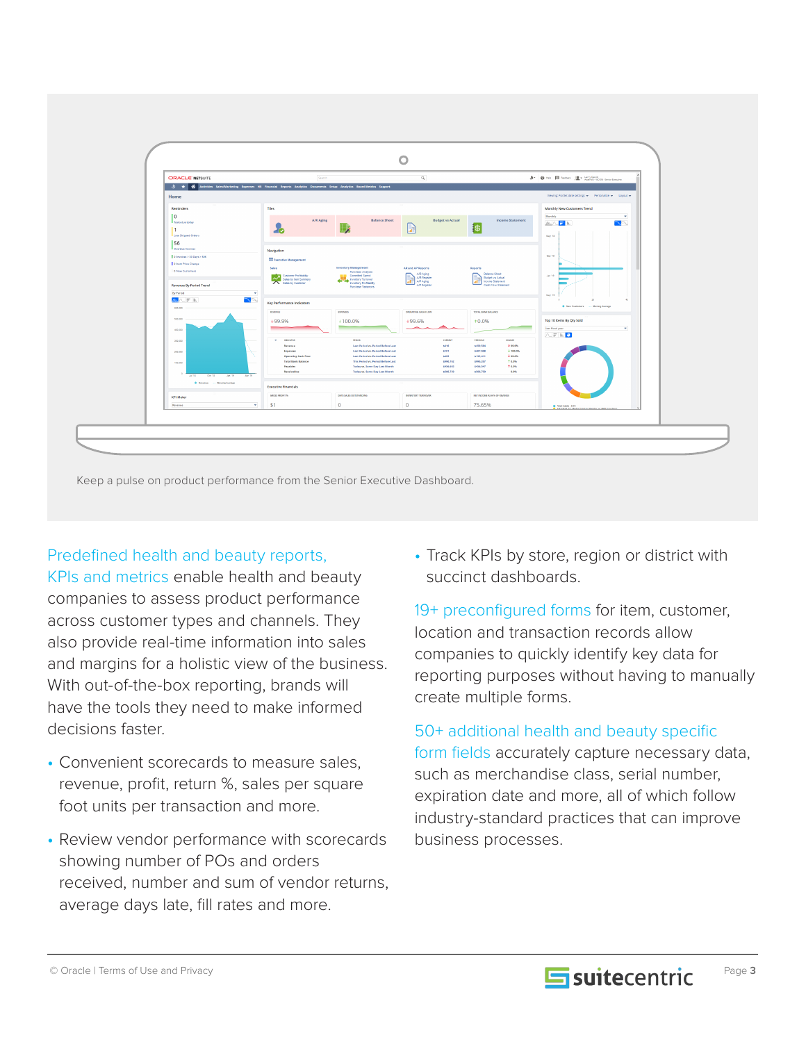Keep a pulse on product performance from the Senior Executive Dashboard.

Predefined health and beauty reports, KPIs and metrics enable health and beauty companies to assess product performance across customer types and channels. They also provide real-time information into sales and margins for a holistic view of the business. With out-of-the-box reporting, brands will have the tools they need to make informed decisions faster.

- Convenient scorecards to measure sales, revenue, profit, return %, sales per square foot units per transaction and more.
- Review vendor performance with scorecards showing number of POs and orders received, number and sum of vendor returns, average days late, fill rates and more.
- Track KPIs by store, region or district with succinct dashboards.

19+ preconfigured forms for item, customer, location and transaction records allow companies to quickly identify key data for reporting purposes without having to manually create multiple forms.

50+ additional health and beauty specific form fields accurately capture necessary data, such as merchandise class, serial number, expiration date and more, all of which follow industry-standard practices that can improve business processes.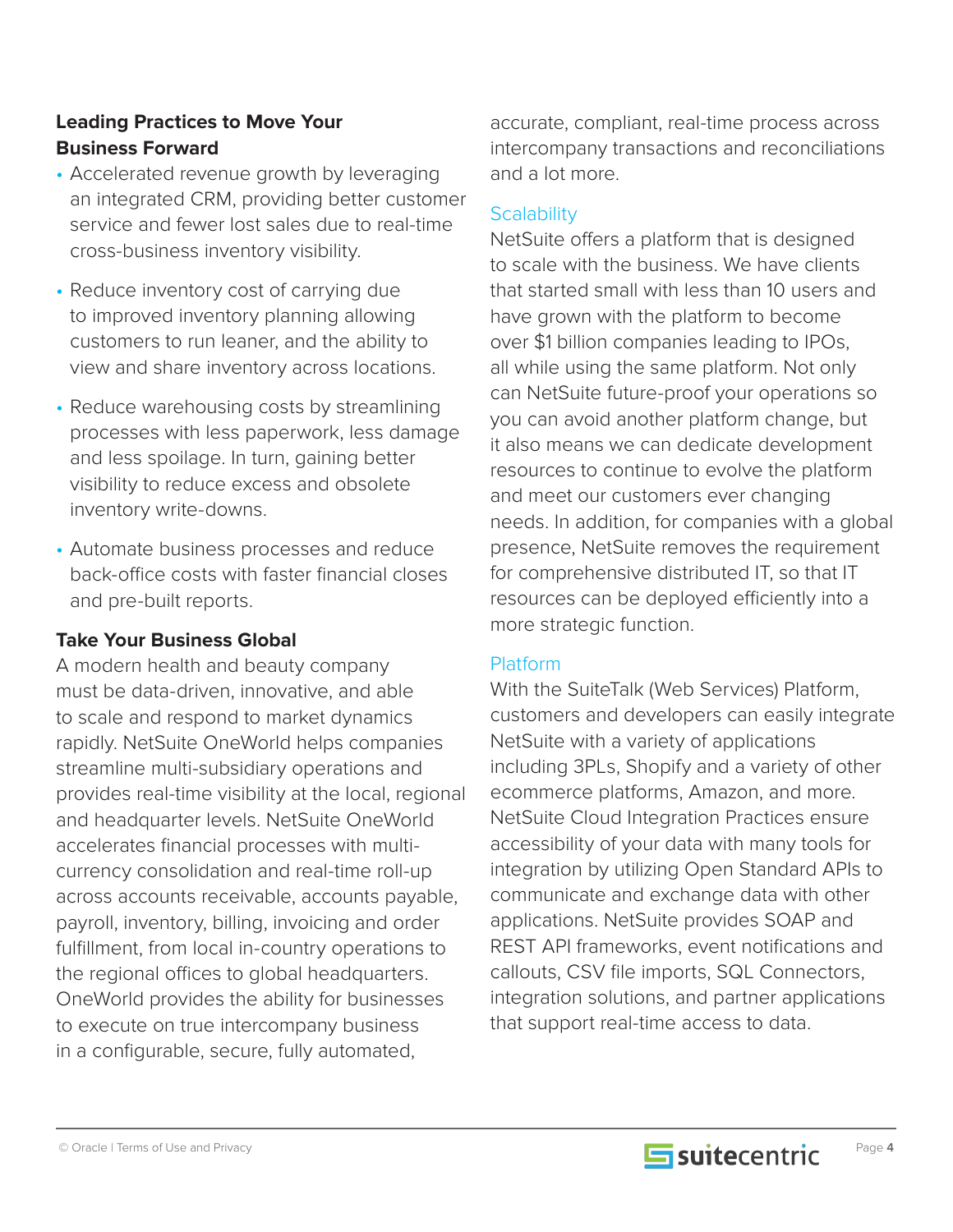## Leading Practices to Move Your Business Forward

- Accelerated revenue growth by leveraging an integrated CRM, providing better customer service and fewer lost sales due to real-time cross-business inventory visibility.
- Reduce inventory cost of carrying due to improved inventory planning allowing customers to run leaner, and the ability to view and share inventory across locations.
- Reduce warehousing costs by streamlining processes with less paperwork, less damage and less spoilage. In turn, gaining better visibility to reduce excess and obsolete inventory write-downs.
- Automate business processes and reduce back-office costs with faster financial closes and pre-built reports.

## Take Your Business Global

A modern health and beauty company must be data-driven, innovative, and able to scale and respond to market dynamics rapidly. NetSuite OneWorld helps companies streamline multi-subsidiary operations and provides real-time visibility at the local, regional and headquarter levels. NetSuite OneWorld accelerates financial processes with multi-currency consolidation and real-time roll-up across accounts receivable, accounts payable, payroll, inventory, billing, invoicing and order fulfillment, from local in-country operations to the regional offices to global headquarters. OneWorld provides the ability for businesses to execute on true intercompany business in a configurable, secure, fully automated, accurate, compliant, real-time process across intercompany transactions and reconciliations and a lot more.

### Scalability

NetSuite offers a platform that is designed to scale with the business. We have clients that started small with less than 10 users and have grown with the platform to become over $1 billion companies leading to IPOs, all while using the same platform. Not only can NetSuite future-proof your operations so you can avoid another platform change, but it also means we can dedicate development resources to continue to evolve the platform and meet our customers ever changing needs. In addition, for companies with a global presence, NetSuite removes the requirement for comprehensive distributed IT, so that IT resources can be deployed efficiently into a more strategic function.

### Platform

With the SuiteTalk (Web Services) Platform, customers and developers can easily integrate NetSuite with a variety of applications including 3PLs, Shopify and a variety of other ecommerce platforms, Amazon, and more. NetSuite Cloud Integration Practices ensure accessibility of your data with many tools for integration by utilizing Open Standard APIs to communicate and exchange data with other applications. NetSuite provides SOAP and REST API frameworks, event notifications and callouts, CSV file imports, SQL Connectors, integration solutions, and partner applications that support real-time access to data.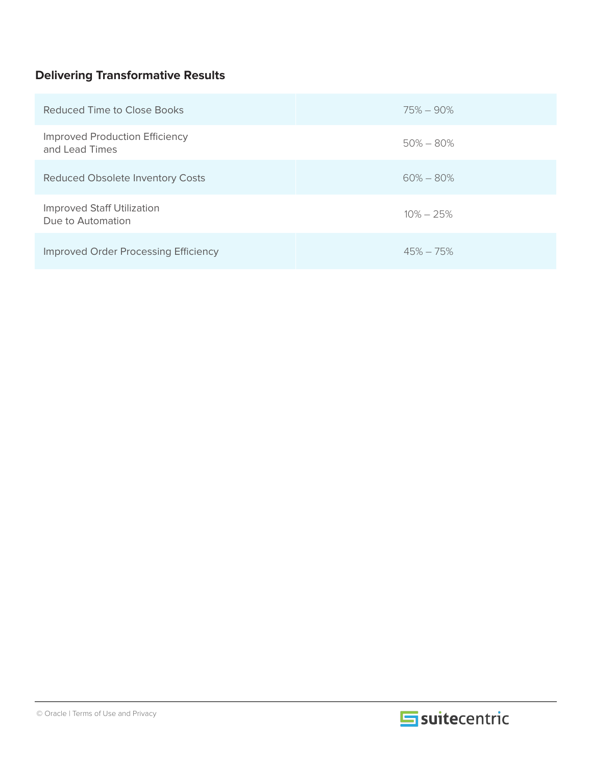### Delivering Transformative Results

| | |
|---|---|
| Reduced Time to Close Books | 75% – 90% |
| Improved Production Efficiency and Lead Times | 50% – 80% |
| Reduced Obsolete Inventory Costs | 60% – 80% |
| Improved Staff Utilization Due to Automation | 10% – 25% |
| Improved Order Processing Efficiency | 45% – 75% |

© Oracle | Terms of Use and Privacy

suitecentric